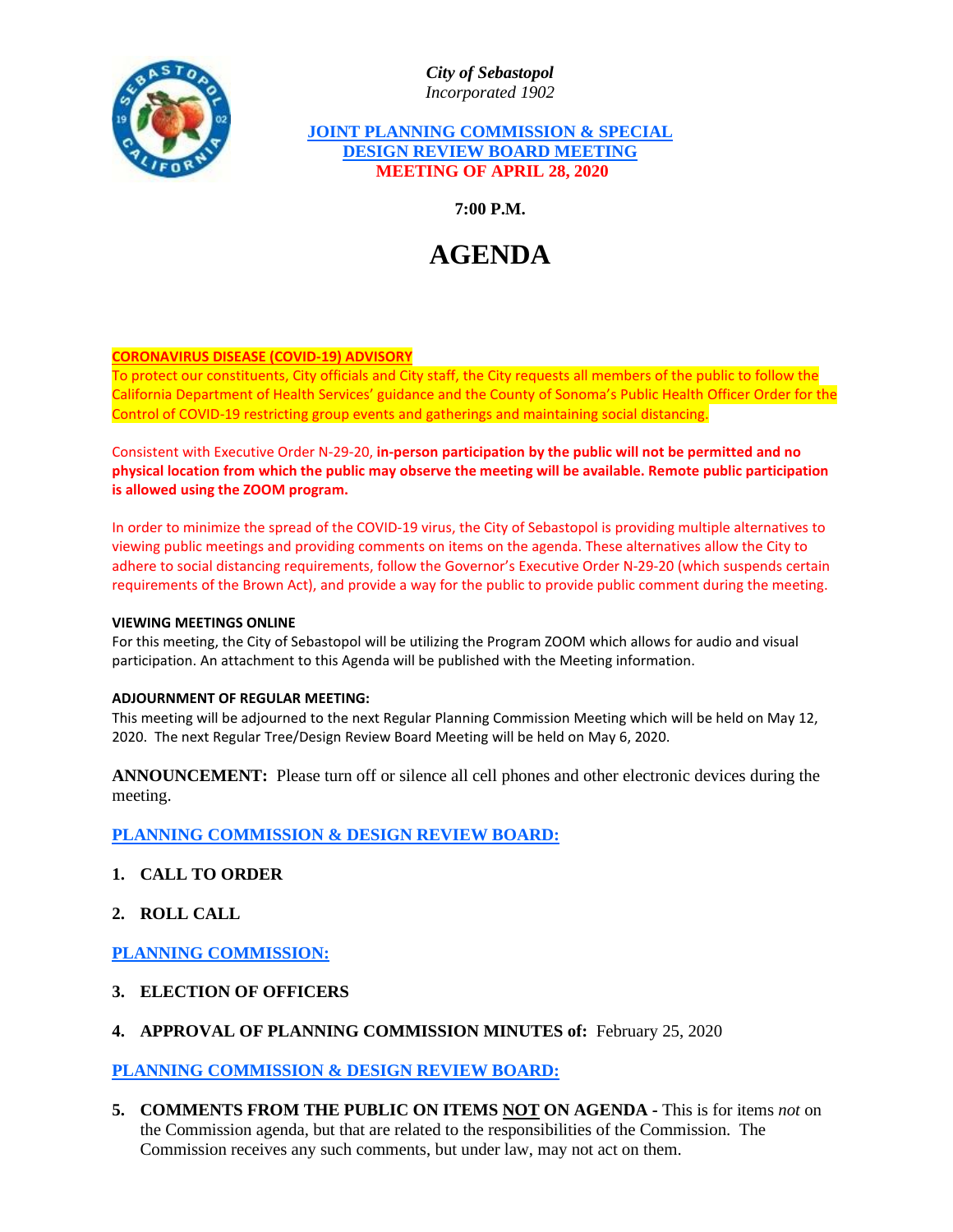*City of Sebastopol*
*Incorporated 1902*

**JOINT PLANNING COMMISSION & SPECIAL DESIGN REVIEW BOARD MEETING**
**MEETING OF APRIL 28, 2020**

**7:00 P.M.**

# AGENDA

**CORONAVIRUS DISEASE (COVID-19) ADVISORY**
To protect our constituents, City officials and City staff, the City requests all members of the public to follow the California Department of Health Services' guidance and the County of Sonoma's Public Health Officer Order for the Control of COVID-19 restricting group events and gatherings and maintaining social distancing.

Consistent with Executive Order N-29-20, **in-person participation by the public will not be permitted and no physical location from which the public may observe the meeting will be available. Remote public participation is allowed using the ZOOM program.**

In order to minimize the spread of the COVID-19 virus, the City of Sebastopol is providing multiple alternatives to viewing public meetings and providing comments on items on the agenda. These alternatives allow the City to adhere to social distancing requirements, follow the Governor's Executive Order N-29-20 (which suspends certain requirements of the Brown Act), and provide a way for the public to provide public comment during the meeting.

**VIEWING MEETINGS ONLINE**
For this meeting, the City of Sebastopol will be utilizing the Program ZOOM which allows for audio and visual participation. An attachment to this Agenda will be published with the Meeting information.

**ADJOURNMENT OF REGULAR MEETING:**
This meeting will be adjourned to the next Regular Planning Commission Meeting which will be held on May 12, 2020. The next Regular Tree/Design Review Board Meeting will be held on May 6, 2020.

**ANNOUNCEMENT:** Please turn off or silence all cell phones and other electronic devices during the meeting.

## PLANNING COMMISSION & DESIGN REVIEW BOARD:

1. **CALL TO ORDER**

2. **ROLL CALL**

## PLANNING COMMISSION:

3. **ELECTION OF OFFICERS**

4. **APPROVAL OF PLANNING COMMISSION MINUTES of:** February 25, 2020

## PLANNING COMMISSION & DESIGN REVIEW BOARD:

5. **COMMENTS FROM THE PUBLIC ON ITEMS NOT ON AGENDA -** This is for items *not* on the Commission agenda, but that are related to the responsibilities of the Commission. The Commission receives any such comments, but under law, may not act on them.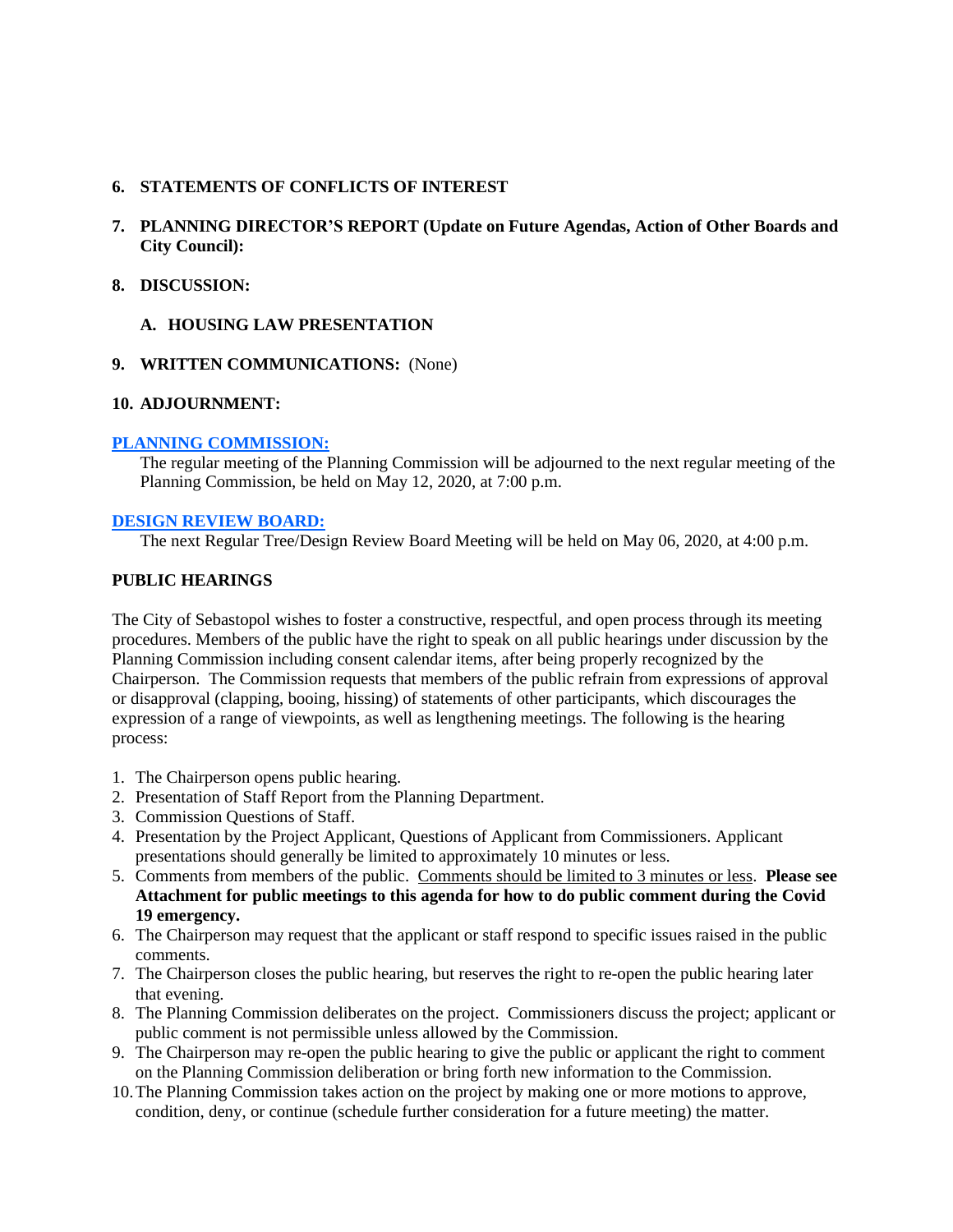**6. STATEMENTS OF CONFLICTS OF INTEREST**

**7. PLANNING DIRECTOR'S REPORT (Update on Future Agendas, Action of Other Boards and City Council):**

**8. DISCUSSION:**

**A. HOUSING LAW PRESENTATION**

**9. WRITTEN COMMUNICATIONS:** (None)

**10. ADJOURNMENT:**

**PLANNING COMMISSION:**

The regular meeting of the Planning Commission will be adjourned to the next regular meeting of the Planning Commission, be held on May 12, 2020, at 7:00 p.m.

**DESIGN REVIEW BOARD:**

The next Regular Tree/Design Review Board Meeting will be held on May 06, 2020, at 4:00 p.m.

**PUBLIC HEARINGS**

The City of Sebastopol wishes to foster a constructive, respectful, and open process through its meeting procedures. Members of the public have the right to speak on all public hearings under discussion by the Planning Commission including consent calendar items, after being properly recognized by the Chairperson. The Commission requests that members of the public refrain from expressions of approval or disapproval (clapping, booing, hissing) of statements of other participants, which discourages the expression of a range of viewpoints, as well as lengthening meetings. The following is the hearing process:

1. The Chairperson opens public hearing.
2. Presentation of Staff Report from the Planning Department.
3. Commission Questions of Staff.
4. Presentation by the Project Applicant, Questions of Applicant from Commissioners. Applicant presentations should generally be limited to approximately 10 minutes or less.
5. Comments from members of the public. Comments should be limited to 3 minutes or less. **Please see Attachment for public meetings to this agenda for how to do public comment during the Covid 19 emergency.**
6. The Chairperson may request that the applicant or staff respond to specific issues raised in the public comments.
7. The Chairperson closes the public hearing, but reserves the right to re-open the public hearing later that evening.
8. The Planning Commission deliberates on the project. Commissioners discuss the project; applicant or public comment is not permissible unless allowed by the Commission.
9. The Chairperson may re-open the public hearing to give the public or applicant the right to comment on the Planning Commission deliberation or bring forth new information to the Commission.
10. The Planning Commission takes action on the project by making one or more motions to approve, condition, deny, or continue (schedule further consideration for a future meeting) the matter.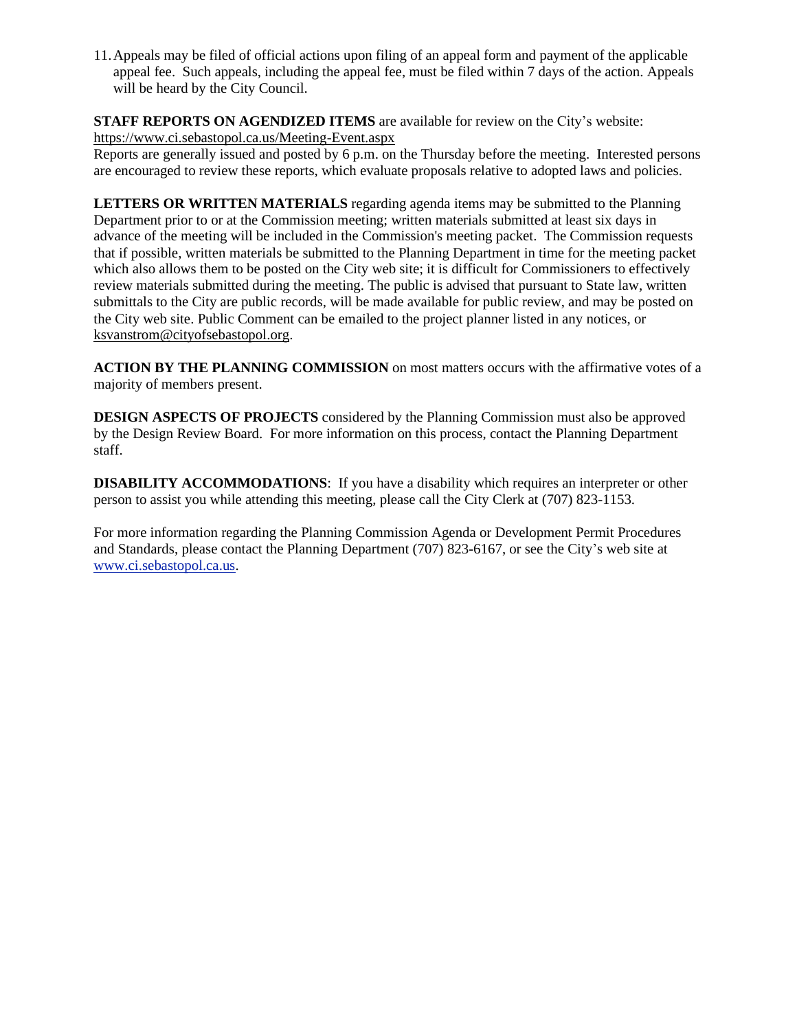11. Appeals may be filed of official actions upon filing of an appeal form and payment of the applicable appeal fee. Such appeals, including the appeal fee, must be filed within 7 days of the action. Appeals will be heard by the City Council.

**STAFF REPORTS ON AGENDIZED ITEMS** are available for review on the City's website: https://www.ci.sebastopol.ca.us/Meeting-Event.aspx
Reports are generally issued and posted by 6 p.m. on the Thursday before the meeting. Interested persons are encouraged to review these reports, which evaluate proposals relative to adopted laws and policies.

**LETTERS OR WRITTEN MATERIALS** regarding agenda items may be submitted to the Planning Department prior to or at the Commission meeting; written materials submitted at least six days in advance of the meeting will be included in the Commission's meeting packet. The Commission requests that if possible, written materials be submitted to the Planning Department in time for the meeting packet which also allows them to be posted on the City web site; it is difficult for Commissioners to effectively review materials submitted during the meeting. The public is advised that pursuant to State law, written submittals to the City are public records, will be made available for public review, and may be posted on the City web site. Public Comment can be emailed to the project planner listed in any notices, or ksvanstrom@cityofsebastopol.org.

**ACTION BY THE PLANNING COMMISSION** on most matters occurs with the affirmative votes of a majority of members present.

**DESIGN ASPECTS OF PROJECTS** considered by the Planning Commission must also be approved by the Design Review Board. For more information on this process, contact the Planning Department staff.

**DISABILITY ACCOMMODATIONS**: If you have a disability which requires an interpreter or other person to assist you while attending this meeting, please call the City Clerk at (707) 823-1153.

For more information regarding the Planning Commission Agenda or Development Permit Procedures and Standards, please contact the Planning Department (707) 823-6167, or see the City's web site at www.ci.sebastopol.ca.us.